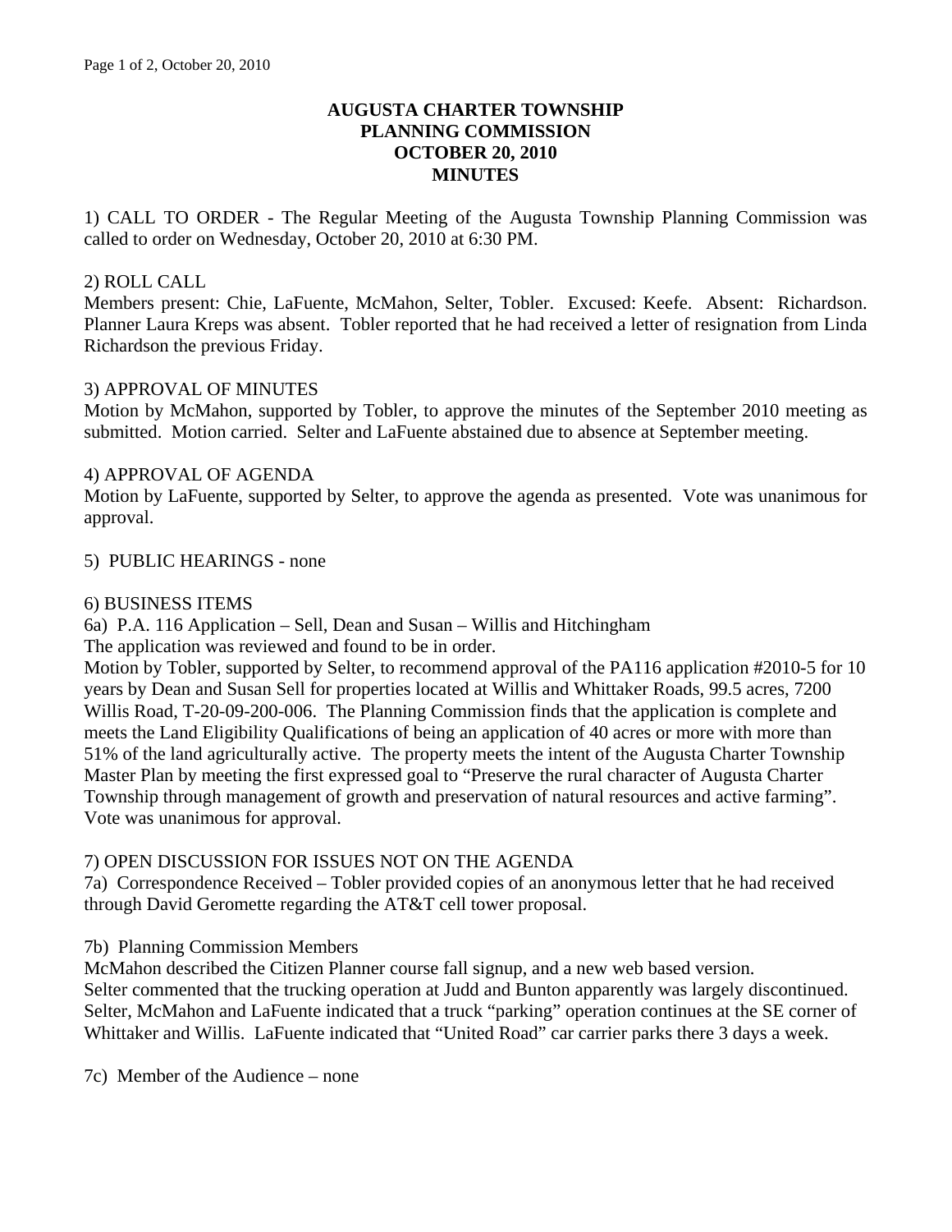# AUGUSTA CHARTER TOWNSHIP
# PLANNING COMMISSION
# OCTOBER 20, 2010
# MINUTES

1) CALL TO ORDER - The Regular Meeting of the Augusta Township Planning Commission was called to order on Wednesday, October 20, 2010 at 6:30 PM.

2) ROLL CALL
Members present: Chie, LaFuente, McMahon, Selter, Tobler. Excused: Keefe. Absent: Richardson. Planner Laura Kreps was absent. Tobler reported that he had received a letter of resignation from Linda Richardson the previous Friday.

3) APPROVAL OF MINUTES
Motion by McMahon, supported by Tobler, to approve the minutes of the September 2010 meeting as submitted. Motion carried. Selter and LaFuente abstained due to absence at September meeting.

4) APPROVAL OF AGENDA
Motion by LaFuente, supported by Selter, to approve the agenda as presented. Vote was unanimous for approval.

5) PUBLIC HEARINGS - none

6) BUSINESS ITEMS
6a) P.A. 116 Application – Sell, Dean and Susan – Willis and Hitchingham
The application was reviewed and found to be in order.
Motion by Tobler, supported by Selter, to recommend approval of the PA116 application #2010-5 for 10 years by Dean and Susan Sell for properties located at Willis and Whittaker Roads, 99.5 acres, 7200 Willis Road, T-20-09-200-006. The Planning Commission finds that the application is complete and meets the Land Eligibility Qualifications of being an application of 40 acres or more with more than 51% of the land agriculturally active. The property meets the intent of the Augusta Charter Township Master Plan by meeting the first expressed goal to "Preserve the rural character of Augusta Charter Township through management of growth and preservation of natural resources and active farming". Vote was unanimous for approval.

7) OPEN DISCUSSION FOR ISSUES NOT ON THE AGENDA
7a) Correspondence Received – Tobler provided copies of an anonymous letter that he had received through David Geromette regarding the AT&T cell tower proposal.

7b) Planning Commission Members
McMahon described the Citizen Planner course fall signup, and a new web based version.
Selter commented that the trucking operation at Judd and Bunton apparently was largely discontinued. Selter, McMahon and LaFuente indicated that a truck "parking" operation continues at the SE corner of Whittaker and Willis. LaFuente indicated that "United Road" car carrier parks there 3 days a week.

7c) Member of the Audience – none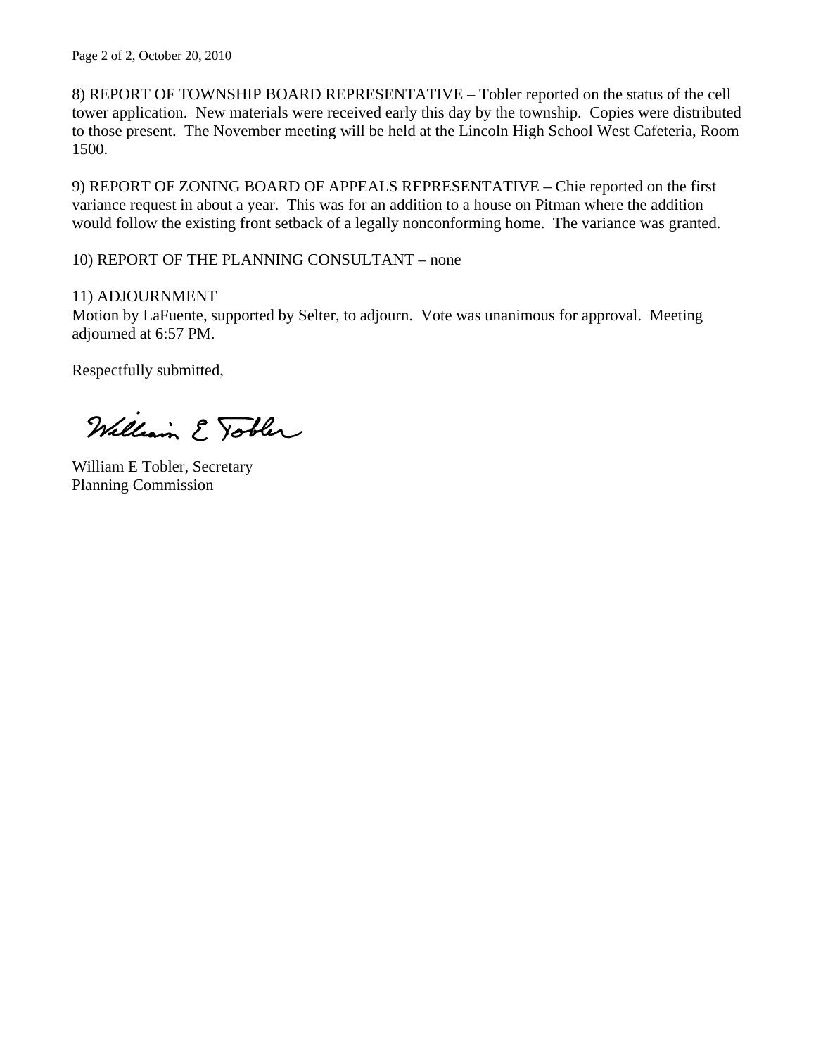8) REPORT OF TOWNSHIP BOARD REPRESENTATIVE – Tobler reported on the status of the cell tower application. New materials were received early this day by the township. Copies were distributed to those present. The November meeting will be held at the Lincoln High School West Cafeteria, Room 1500.

9) REPORT OF ZONING BOARD OF APPEALS REPRESENTATIVE – Chie reported on the first variance request in about a year. This was for an addition to a house on Pitman where the addition would follow the existing front setback of a legally nonconforming home. The variance was granted.

10) REPORT OF THE PLANNING CONSULTANT – none

11) ADJOURNMENT
Motion by LaFuente, supported by Selter, to adjourn. Vote was unanimous for approval. Meeting adjourned at 6:57 PM.

Respectfully submitted,

William E Tobler

William E Tobler, Secretary
Planning Commission